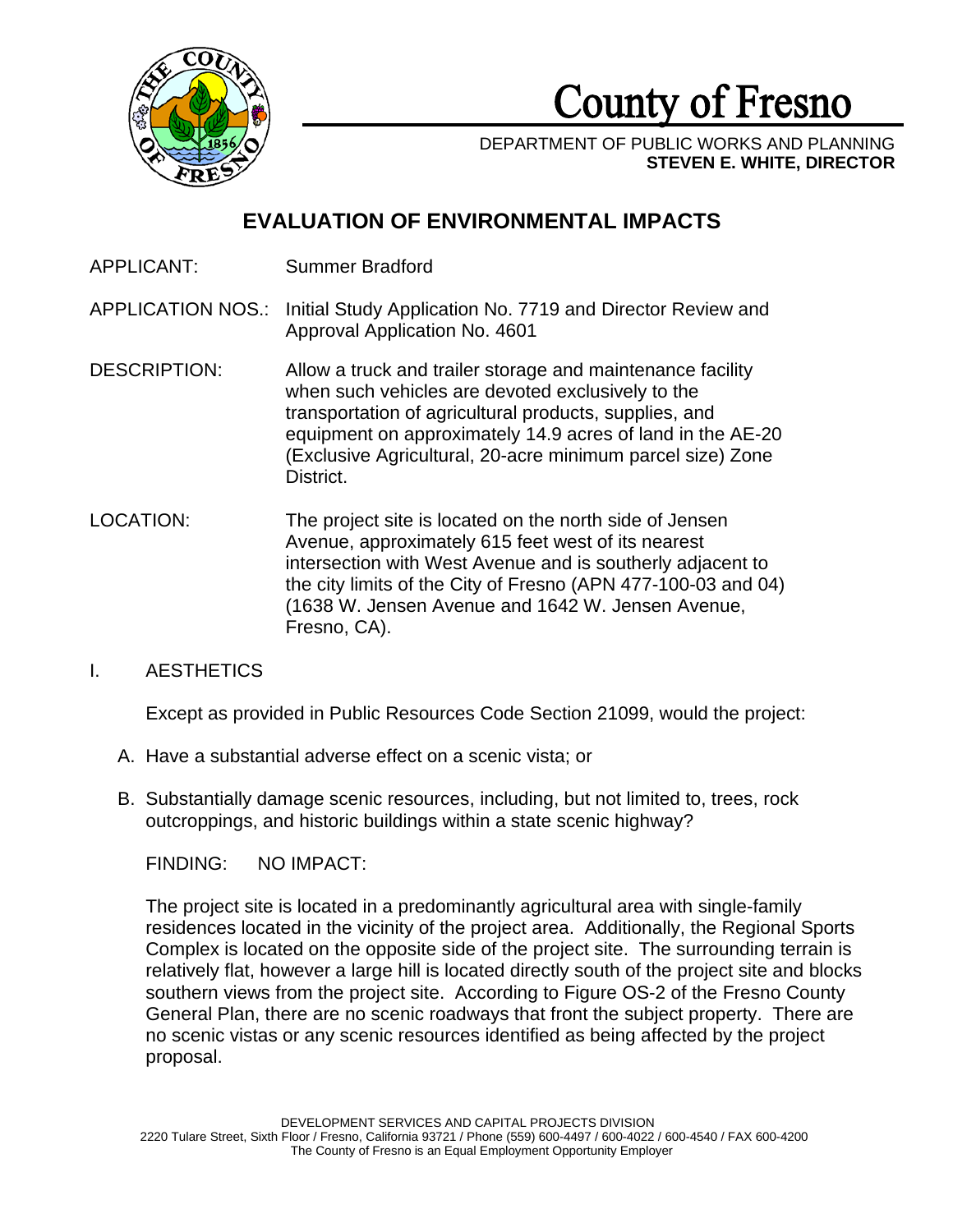# County of Fresno

DEPARTMENT OF PUBLIC WORKS AND PLANNING
**STEVEN E. WHITE, DIRECTOR**

## EVALUATION OF ENVIRONMENTAL IMPACTS

APPLICANT: Summer Bradford

APPLICATION NOS.: Initial Study Application No. 7719 and Director Review and Approval Application No. 4601

DESCRIPTION: Allow a truck and trailer storage and maintenance facility when such vehicles are devoted exclusively to the transportation of agricultural products, supplies, and equipment on approximately 14.9 acres of land in the AE-20 (Exclusive Agricultural, 20-acre minimum parcel size) Zone District.

LOCATION: The project site is located on the north side of Jensen Avenue, approximately 615 feet west of its nearest intersection with West Avenue and is southerly adjacent to the city limits of the City of Fresno (APN 477-100-03 and 04) (1638 W. Jensen Avenue and 1642 W. Jensen Avenue, Fresno, CA).

### I. AESTHETICS

Except as provided in Public Resources Code Section 21099, would the project:

A. Have a substantial adverse effect on a scenic vista; or

B. Substantially damage scenic resources, including, but not limited to, trees, rock outcroppings, and historic buildings within a state scenic highway?

FINDING: NO IMPACT:

The project site is located in a predominantly agricultural area with single-family residences located in the vicinity of the project area. Additionally, the Regional Sports Complex is located on the opposite side of the project site. The surrounding terrain is relatively flat, however a large hill is located directly south of the project site and blocks southern views from the project site. According to Figure OS-2 of the Fresno County General Plan, there are no scenic roadways that front the subject property. There are no scenic vistas or any scenic resources identified as being affected by the project proposal.

DEVELOPMENT SERVICES AND CAPITAL PROJECTS DIVISION
2220 Tulare Street, Sixth Floor / Fresno, California 93721 / Phone (559) 600-4497 / 600-4022 / 600-4540 / FAX 600-4200
The County of Fresno is an Equal Employment Opportunity Employer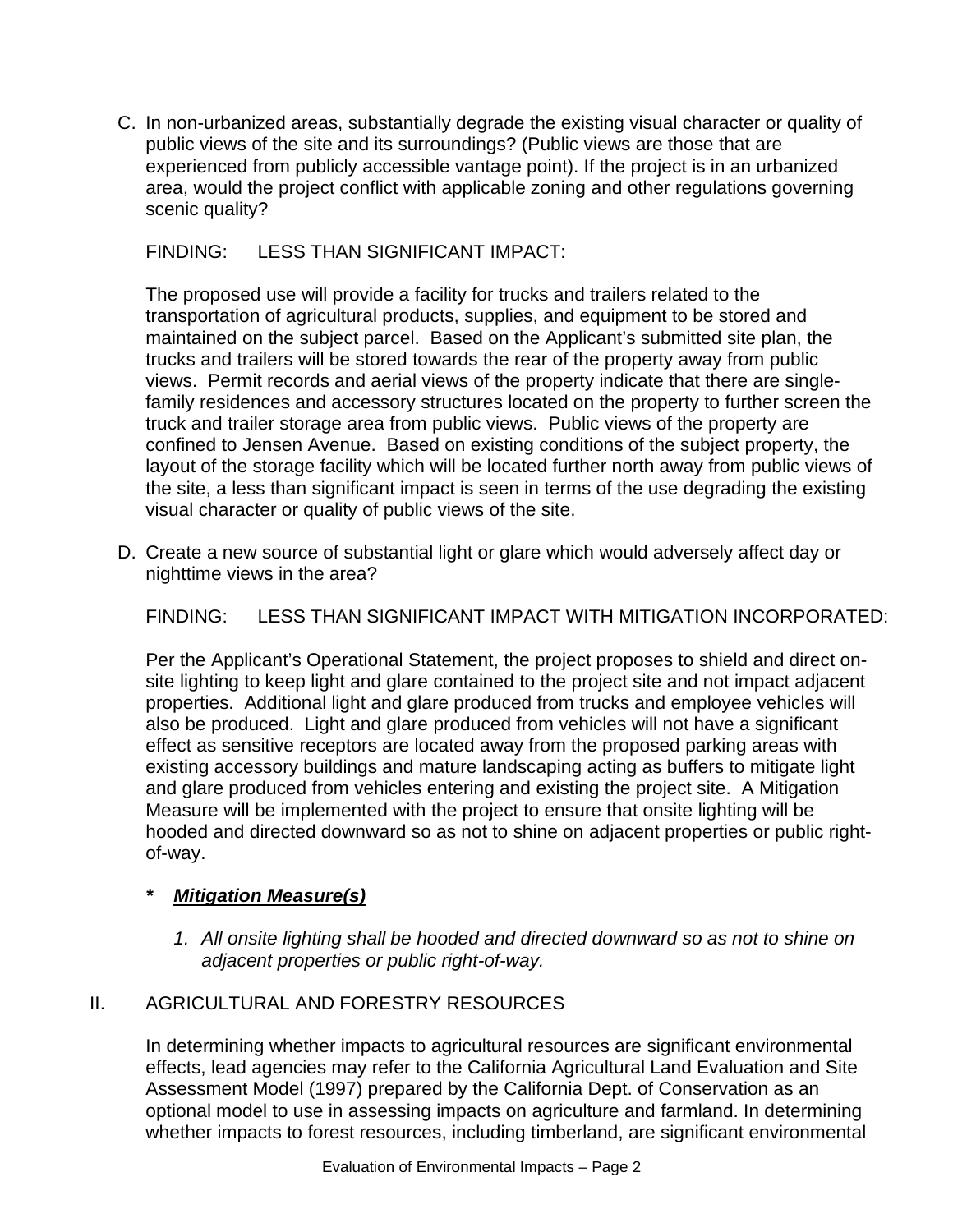C. In non-urbanized areas, substantially degrade the existing visual character or quality of public views of the site and its surroundings? (Public views are those that are experienced from publicly accessible vantage point). If the project is in an urbanized area, would the project conflict with applicable zoning and other regulations governing scenic quality?

FINDING: LESS THAN SIGNIFICANT IMPACT:

The proposed use will provide a facility for trucks and trailers related to the transportation of agricultural products, supplies, and equipment to be stored and maintained on the subject parcel. Based on the Applicant's submitted site plan, the trucks and trailers will be stored towards the rear of the property away from public views. Permit records and aerial views of the property indicate that there are single-family residences and accessory structures located on the property to further screen the truck and trailer storage area from public views. Public views of the property are confined to Jensen Avenue. Based on existing conditions of the subject property, the layout of the storage facility which will be located further north away from public views of the site, a less than significant impact is seen in terms of the use degrading the existing visual character or quality of public views of the site.

D. Create a new source of substantial light or glare which would adversely affect day or nighttime views in the area?

FINDING: LESS THAN SIGNIFICANT IMPACT WITH MITIGATION INCORPORATED:

Per the Applicant's Operational Statement, the project proposes to shield and direct on-site lighting to keep light and glare contained to the project site and not impact adjacent properties. Additional light and glare produced from trucks and employee vehicles will also be produced. Light and glare produced from vehicles will not have a significant effect as sensitive receptors are located away from the proposed parking areas with existing accessory buildings and mature landscaping acting as buffers to mitigate light and glare produced from vehicles entering and existing the project site. A Mitigation Measure will be implemented with the project to ensure that onsite lighting will be hooded and directed downward so as not to shine on adjacent properties or public right-of-way.

***** ***<u>Mitigation Measure(s)</u>***

1. *All onsite lighting shall be hooded and directed downward so as not to shine on adjacent properties or public right-of-way.*

## II. AGRICULTURAL AND FORESTRY RESOURCES

In determining whether impacts to agricultural resources are significant environmental effects, lead agencies may refer to the California Agricultural Land Evaluation and Site Assessment Model (1997) prepared by the California Dept. of Conservation as an optional model to use in assessing impacts on agriculture and farmland. In determining whether impacts to forest resources, including timberland, are significant environmental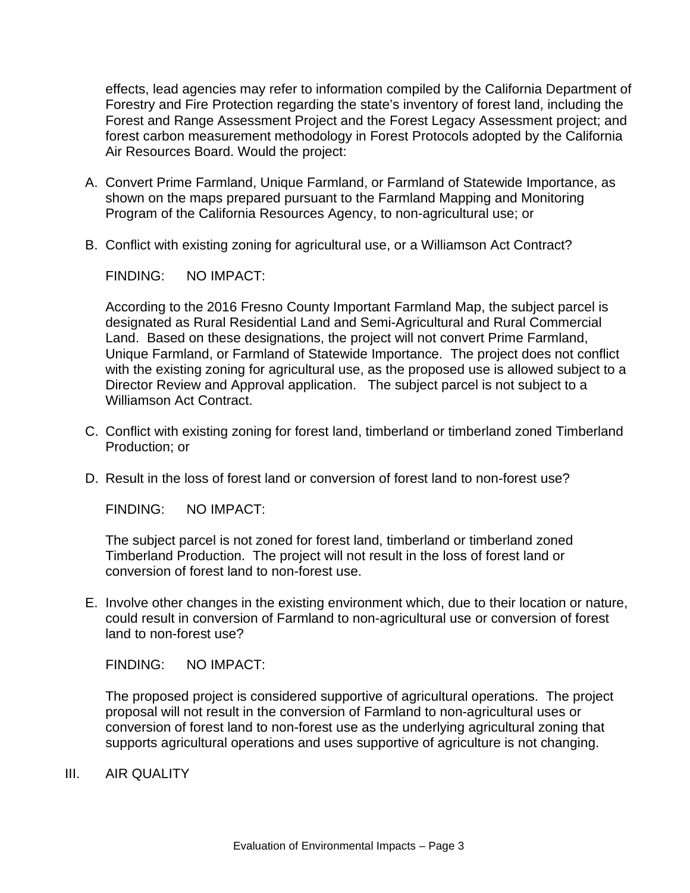effects, lead agencies may refer to information compiled by the California Department of Forestry and Fire Protection regarding the state's inventory of forest land, including the Forest and Range Assessment Project and the Forest Legacy Assessment project; and forest carbon measurement methodology in Forest Protocols adopted by the California Air Resources Board. Would the project:

A. Convert Prime Farmland, Unique Farmland, or Farmland of Statewide Importance, as shown on the maps prepared pursuant to the Farmland Mapping and Monitoring Program of the California Resources Agency, to non-agricultural use; or

B. Conflict with existing zoning for agricultural use, or a Williamson Act Contract?

FINDING: NO IMPACT:

According to the 2016 Fresno County Important Farmland Map, the subject parcel is designated as Rural Residential Land and Semi-Agricultural and Rural Commercial Land. Based on these designations, the project will not convert Prime Farmland, Unique Farmland, or Farmland of Statewide Importance. The project does not conflict with the existing zoning for agricultural use, as the proposed use is allowed subject to a Director Review and Approval application. The subject parcel is not subject to a Williamson Act Contract.

C. Conflict with existing zoning for forest land, timberland or timberland zoned Timberland Production; or

D. Result in the loss of forest land or conversion of forest land to non-forest use?

FINDING: NO IMPACT:

The subject parcel is not zoned for forest land, timberland or timberland zoned Timberland Production. The project will not result in the loss of forest land or conversion of forest land to non-forest use.

E. Involve other changes in the existing environment which, due to their location or nature, could result in conversion of Farmland to non-agricultural use or conversion of forest land to non-forest use?

FINDING: NO IMPACT:

The proposed project is considered supportive of agricultural operations. The project proposal will not result in the conversion of Farmland to non-agricultural uses or conversion of forest land to non-forest use as the underlying agricultural zoning that supports agricultural operations and uses supportive of agriculture is not changing.

## III. AIR QUALITY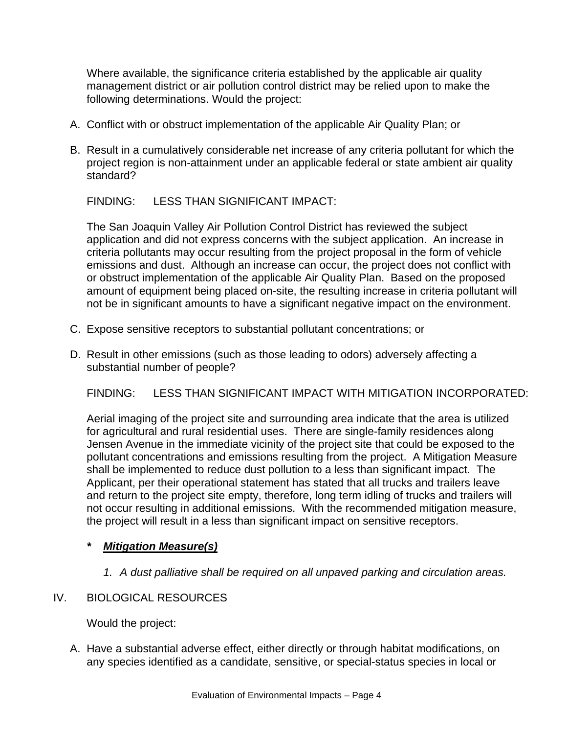Where available, the significance criteria established by the applicable air quality management district or air pollution control district may be relied upon to make the following determinations. Would the project:

A. Conflict with or obstruct implementation of the applicable Air Quality Plan; or

B. Result in a cumulatively considerable net increase of any criteria pollutant for which the project region is non-attainment under an applicable federal or state ambient air quality standard?

FINDING: LESS THAN SIGNIFICANT IMPACT:

The San Joaquin Valley Air Pollution Control District has reviewed the subject application and did not express concerns with the subject application. An increase in criteria pollutants may occur resulting from the project proposal in the form of vehicle emissions and dust. Although an increase can occur, the project does not conflict with or obstruct implementation of the applicable Air Quality Plan. Based on the proposed amount of equipment being placed on-site, the resulting increase in criteria pollutant will not be in significant amounts to have a significant negative impact on the environment.

C. Expose sensitive receptors to substantial pollutant concentrations; or

D. Result in other emissions (such as those leading to odors) adversely affecting a substantial number of people?

FINDING: LESS THAN SIGNIFICANT IMPACT WITH MITIGATION INCORPORATED:

Aerial imaging of the project site and surrounding area indicate that the area is utilized for agricultural and rural residential uses. There are single-family residences along Jensen Avenue in the immediate vicinity of the project site that could be exposed to the pollutant concentrations and emissions resulting from the project. A Mitigation Measure shall be implemented to reduce dust pollution to a less than significant impact. The Applicant, per their operational statement has stated that all trucks and trailers leave and return to the project site empty, therefore, long term idling of trucks and trailers will not occur resulting in additional emissions. With the recommended mitigation measure, the project will result in a less than significant impact on sensitive receptors.

**\*** ***Mitigation Measure(s)***

1. *A dust palliative shall be required on all unpaved parking and circulation areas.*

IV. BIOLOGICAL RESOURCES

Would the project:

A. Have a substantial adverse effect, either directly or through habitat modifications, on any species identified as a candidate, sensitive, or special-status species in local or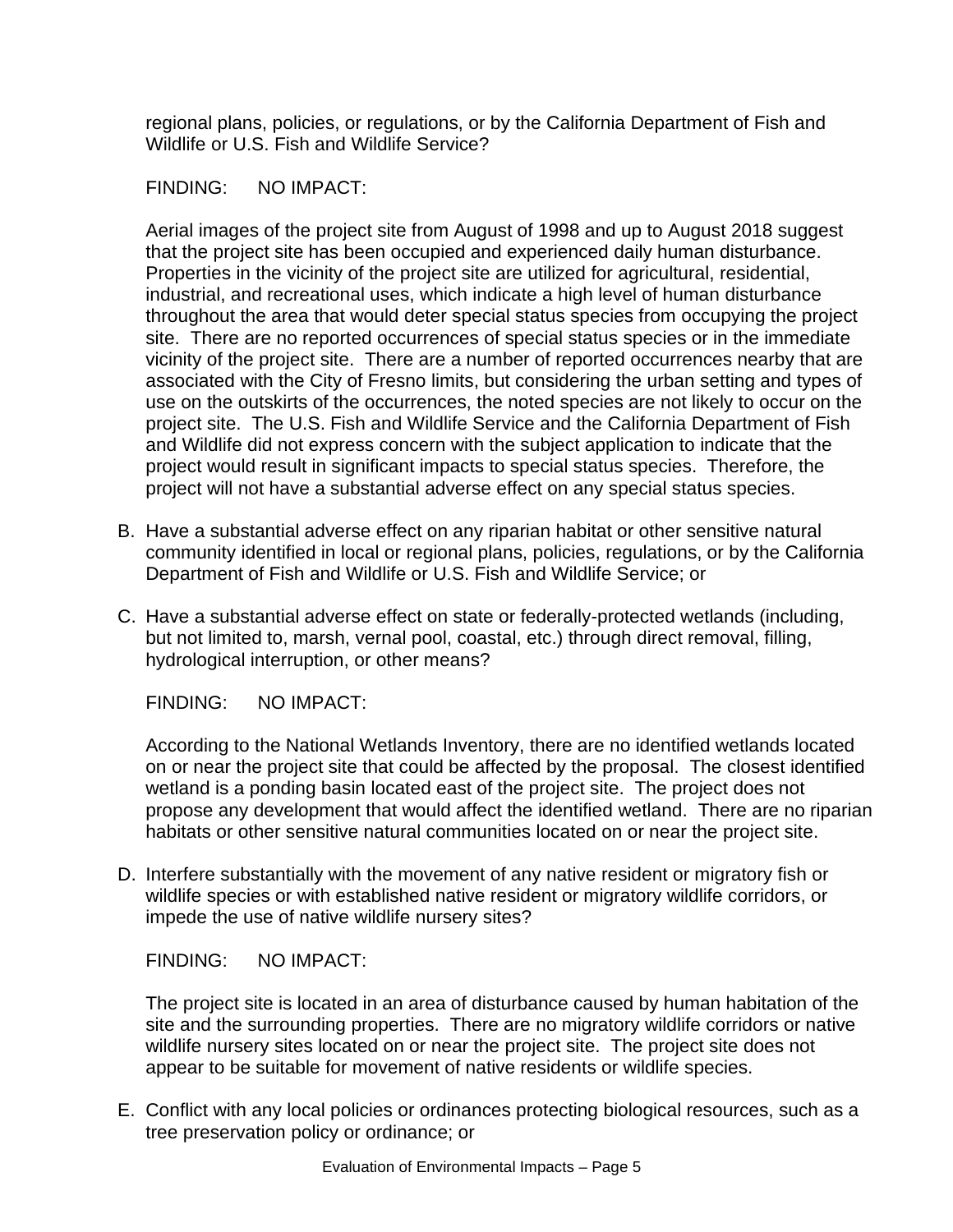regional plans, policies, or regulations, or by the California Department of Fish and Wildlife or U.S. Fish and Wildlife Service?

FINDING: NO IMPACT:

Aerial images of the project site from August of 1998 and up to August 2018 suggest that the project site has been occupied and experienced daily human disturbance. Properties in the vicinity of the project site are utilized for agricultural, residential, industrial, and recreational uses, which indicate a high level of human disturbance throughout the area that would deter special status species from occupying the project site. There are no reported occurrences of special status species or in the immediate vicinity of the project site. There are a number of reported occurrences nearby that are associated with the City of Fresno limits, but considering the urban setting and types of use on the outskirts of the occurrences, the noted species are not likely to occur on the project site. The U.S. Fish and Wildlife Service and the California Department of Fish and Wildlife did not express concern with the subject application to indicate that the project would result in significant impacts to special status species. Therefore, the project will not have a substantial adverse effect on any special status species.

B. Have a substantial adverse effect on any riparian habitat or other sensitive natural community identified in local or regional plans, policies, regulations, or by the California Department of Fish and Wildlife or U.S. Fish and Wildlife Service; or

C. Have a substantial adverse effect on state or federally-protected wetlands (including, but not limited to, marsh, vernal pool, coastal, etc.) through direct removal, filling, hydrological interruption, or other means?

FINDING: NO IMPACT:

According to the National Wetlands Inventory, there are no identified wetlands located on or near the project site that could be affected by the proposal. The closest identified wetland is a ponding basin located east of the project site. The project does not propose any development that would affect the identified wetland. There are no riparian habitats or other sensitive natural communities located on or near the project site.

D. Interfere substantially with the movement of any native resident or migratory fish or wildlife species or with established native resident or migratory wildlife corridors, or impede the use of native wildlife nursery sites?

FINDING: NO IMPACT:

The project site is located in an area of disturbance caused by human habitation of the site and the surrounding properties. There are no migratory wildlife corridors or native wildlife nursery sites located on or near the project site. The project site does not appear to be suitable for movement of native residents or wildlife species.

E. Conflict with any local policies or ordinances protecting biological resources, such as a tree preservation policy or ordinance; or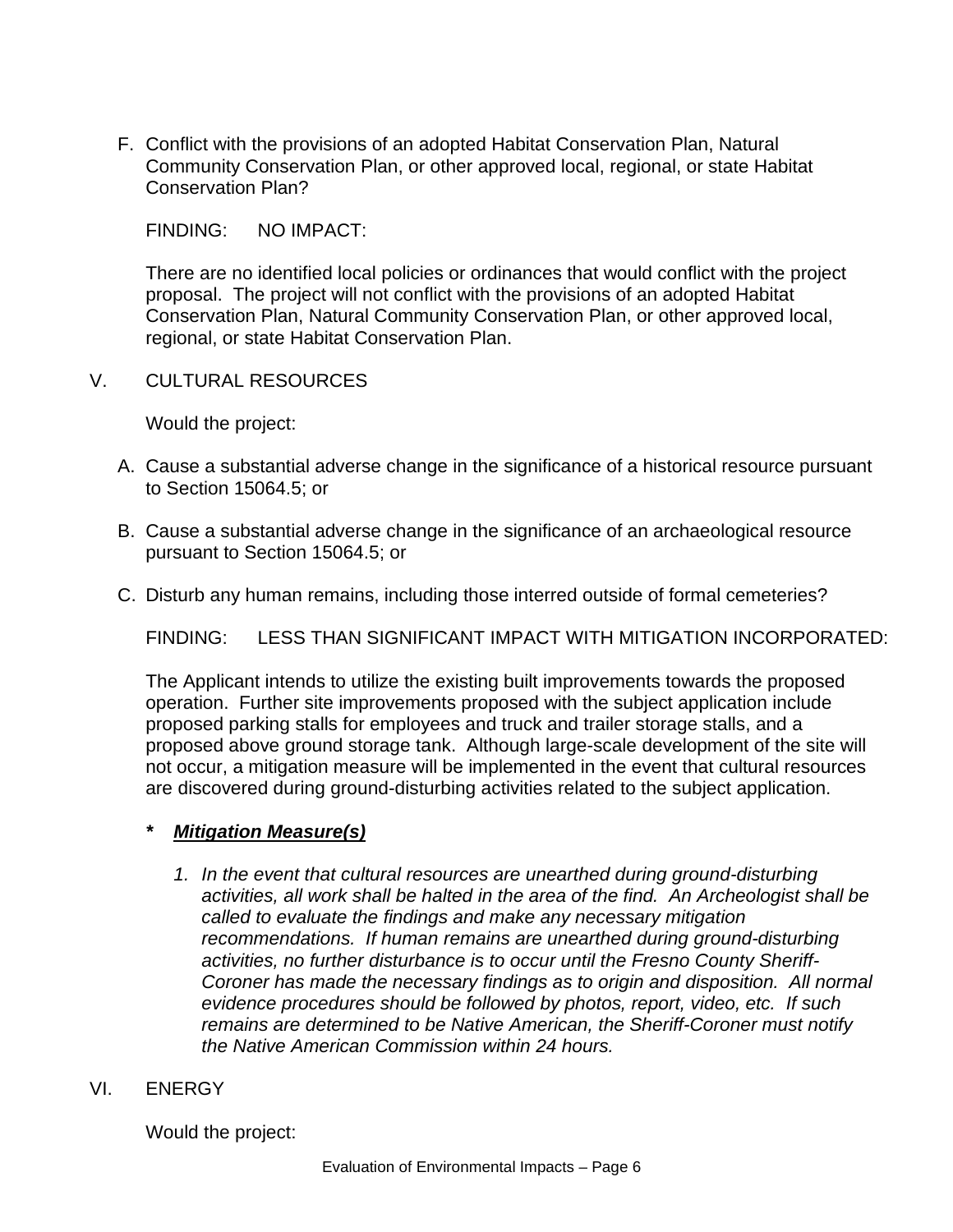F. Conflict with the provisions of an adopted Habitat Conservation Plan, Natural Community Conservation Plan, or other approved local, regional, or state Habitat Conservation Plan?

FINDING: NO IMPACT:

There are no identified local policies or ordinances that would conflict with the project proposal. The project will not conflict with the provisions of an adopted Habitat Conservation Plan, Natural Community Conservation Plan, or other approved local, regional, or state Habitat Conservation Plan.

## V. CULTURAL RESOURCES

Would the project:

A. Cause a substantial adverse change in the significance of a historical resource pursuant to Section 15064.5; or

B. Cause a substantial adverse change in the significance of an archaeological resource pursuant to Section 15064.5; or

C. Disturb any human remains, including those interred outside of formal cemeteries?

FINDING: LESS THAN SIGNIFICANT IMPACT WITH MITIGATION INCORPORATED:

The Applicant intends to utilize the existing built improvements towards the proposed operation. Further site improvements proposed with the subject application include proposed parking stalls for employees and truck and trailer storage stalls, and a proposed above ground storage tank. Although large-scale development of the site will not occur, a mitigation measure will be implemented in the event that cultural resources are discovered during ground-disturbing activities related to the subject application.

**\*** ***Mitigation Measure(s)***

1. *In the event that cultural resources are unearthed during ground-disturbing activities, all work shall be halted in the area of the find. An Archeologist shall be called to evaluate the findings and make any necessary mitigation recommendations. If human remains are unearthed during ground-disturbing activities, no further disturbance is to occur until the Fresno County Sheriff-Coroner has made the necessary findings as to origin and disposition. All normal evidence procedures should be followed by photos, report, video, etc. If such remains are determined to be Native American, the Sheriff-Coroner must notify the Native American Commission within 24 hours.*

## VI. ENERGY

Would the project: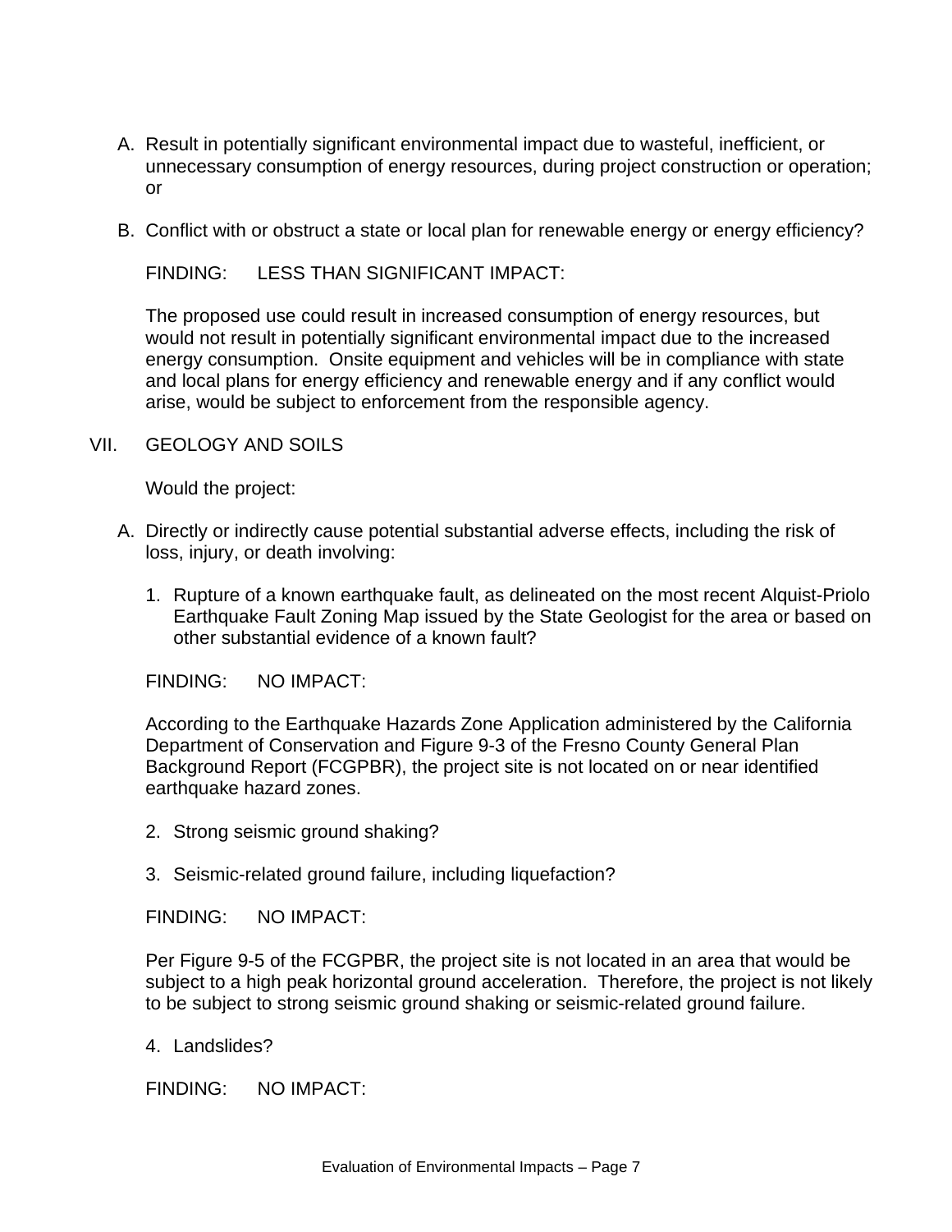A. Result in potentially significant environmental impact due to wasteful, inefficient, or unnecessary consumption of energy resources, during project construction or operation; or

B. Conflict with or obstruct a state or local plan for renewable energy or energy efficiency?

FINDING: LESS THAN SIGNIFICANT IMPACT:

The proposed use could result in increased consumption of energy resources, but would not result in potentially significant environmental impact due to the increased energy consumption. Onsite equipment and vehicles will be in compliance with state and local plans for energy efficiency and renewable energy and if any conflict would arise, would be subject to enforcement from the responsible agency.

## VII. GEOLOGY AND SOILS

Would the project:

A. Directly or indirectly cause potential substantial adverse effects, including the risk of loss, injury, or death involving:

1. Rupture of a known earthquake fault, as delineated on the most recent Alquist-Priolo Earthquake Fault Zoning Map issued by the State Geologist for the area or based on other substantial evidence of a known fault?

FINDING: NO IMPACT:

According to the Earthquake Hazards Zone Application administered by the California Department of Conservation and Figure 9-3 of the Fresno County General Plan Background Report (FCGPBR), the project site is not located on or near identified earthquake hazard zones.

2. Strong seismic ground shaking?

3. Seismic-related ground failure, including liquefaction?

FINDING: NO IMPACT:

Per Figure 9-5 of the FCGPBR, the project site is not located in an area that would be subject to a high peak horizontal ground acceleration. Therefore, the project is not likely to be subject to strong seismic ground shaking or seismic-related ground failure.

4. Landslides?

FINDING: NO IMPACT: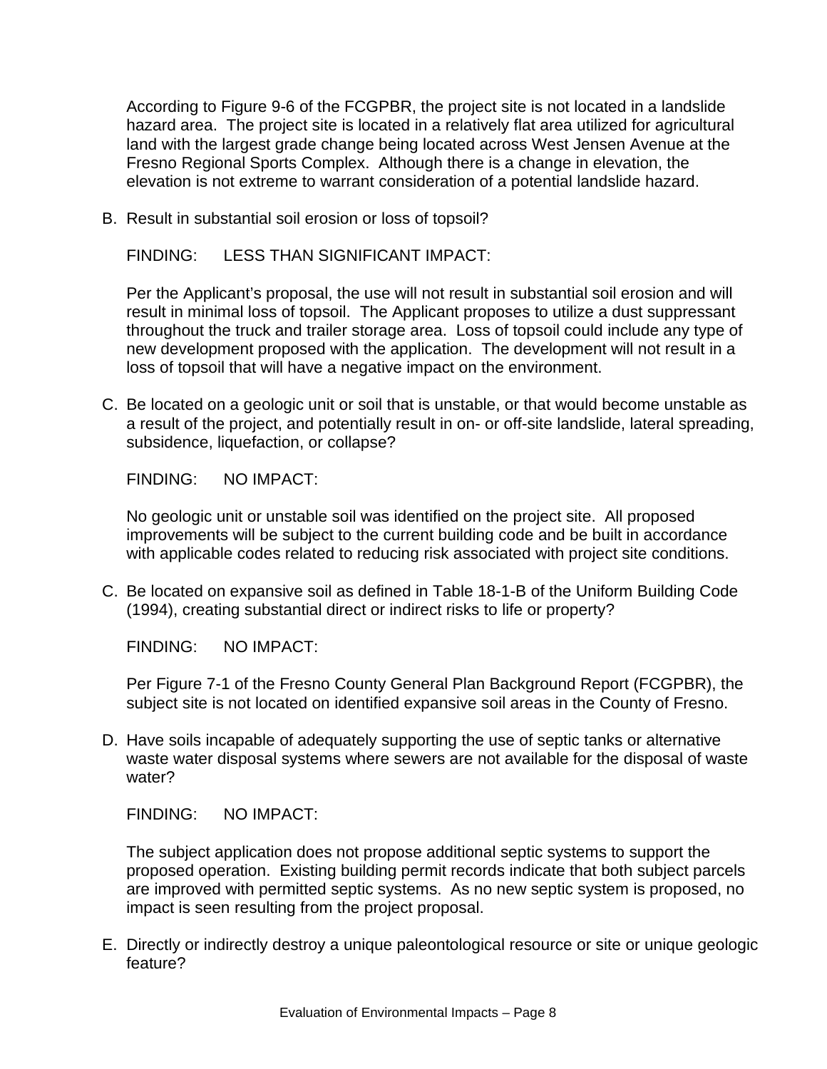According to Figure 9-6 of the FCGPBR, the project site is not located in a landslide hazard area. The project site is located in a relatively flat area utilized for agricultural land with the largest grade change being located across West Jensen Avenue at the Fresno Regional Sports Complex. Although there is a change in elevation, the elevation is not extreme to warrant consideration of a potential landslide hazard.

B. Result in substantial soil erosion or loss of topsoil?

FINDING: LESS THAN SIGNIFICANT IMPACT:

Per the Applicant's proposal, the use will not result in substantial soil erosion and will result in minimal loss of topsoil. The Applicant proposes to utilize a dust suppressant throughout the truck and trailer storage area. Loss of topsoil could include any type of new development proposed with the application. The development will not result in a loss of topsoil that will have a negative impact on the environment.

C. Be located on a geologic unit or soil that is unstable, or that would become unstable as a result of the project, and potentially result in on- or off-site landslide, lateral spreading, subsidence, liquefaction, or collapse?

FINDING: NO IMPACT:

No geologic unit or unstable soil was identified on the project site. All proposed improvements will be subject to the current building code and be built in accordance with applicable codes related to reducing risk associated with project site conditions.

C. Be located on expansive soil as defined in Table 18-1-B of the Uniform Building Code (1994), creating substantial direct or indirect risks to life or property?

FINDING: NO IMPACT:

Per Figure 7-1 of the Fresno County General Plan Background Report (FCGPBR), the subject site is not located on identified expansive soil areas in the County of Fresno.

D. Have soils incapable of adequately supporting the use of septic tanks or alternative waste water disposal systems where sewers are not available for the disposal of waste water?

FINDING: NO IMPACT:

The subject application does not propose additional septic systems to support the proposed operation. Existing building permit records indicate that both subject parcels are improved with permitted septic systems. As no new septic system is proposed, no impact is seen resulting from the project proposal.

E. Directly or indirectly destroy a unique paleontological resource or site or unique geologic feature?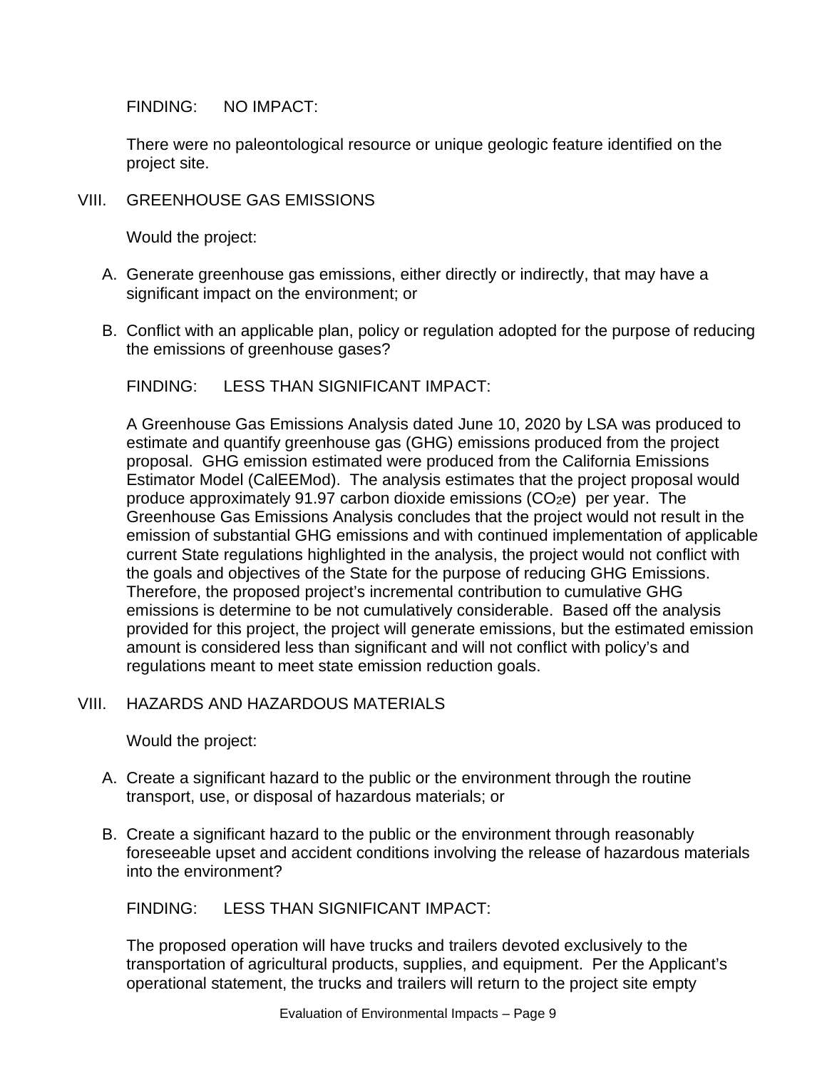FINDING: NO IMPACT:

There were no paleontological resource or unique geologic feature identified on the project site.

## VIII. GREENHOUSE GAS EMISSIONS

Would the project:

A. Generate greenhouse gas emissions, either directly or indirectly, that may have a significant impact on the environment; or

B. Conflict with an applicable plan, policy or regulation adopted for the purpose of reducing the emissions of greenhouse gases?

FINDING: LESS THAN SIGNIFICANT IMPACT:

A Greenhouse Gas Emissions Analysis dated June 10, 2020 by LSA was produced to estimate and quantify greenhouse gas (GHG) emissions produced from the project proposal. GHG emission estimated were produced from the California Emissions Estimator Model (CalEEMod). The analysis estimates that the project proposal would produce approximately 91.97 carbon dioxide emissions ($CO_2e$) per year. The Greenhouse Gas Emissions Analysis concludes that the project would not result in the emission of substantial GHG emissions and with continued implementation of applicable current State regulations highlighted in the analysis, the project would not conflict with the goals and objectives of the State for the purpose of reducing GHG Emissions. Therefore, the proposed project's incremental contribution to cumulative GHG emissions is determine to be not cumulatively considerable. Based off the analysis provided for this project, the project will generate emissions, but the estimated emission amount is considered less than significant and will not conflict with policy's and regulations meant to meet state emission reduction goals.

## VIII. HAZARDS AND HAZARDOUS MATERIALS

Would the project:

A. Create a significant hazard to the public or the environment through the routine transport, use, or disposal of hazardous materials; or

B. Create a significant hazard to the public or the environment through reasonably foreseeable upset and accident conditions involving the release of hazardous materials into the environment?

FINDING: LESS THAN SIGNIFICANT IMPACT:

The proposed operation will have trucks and trailers devoted exclusively to the transportation of agricultural products, supplies, and equipment. Per the Applicant's operational statement, the trucks and trailers will return to the project site empty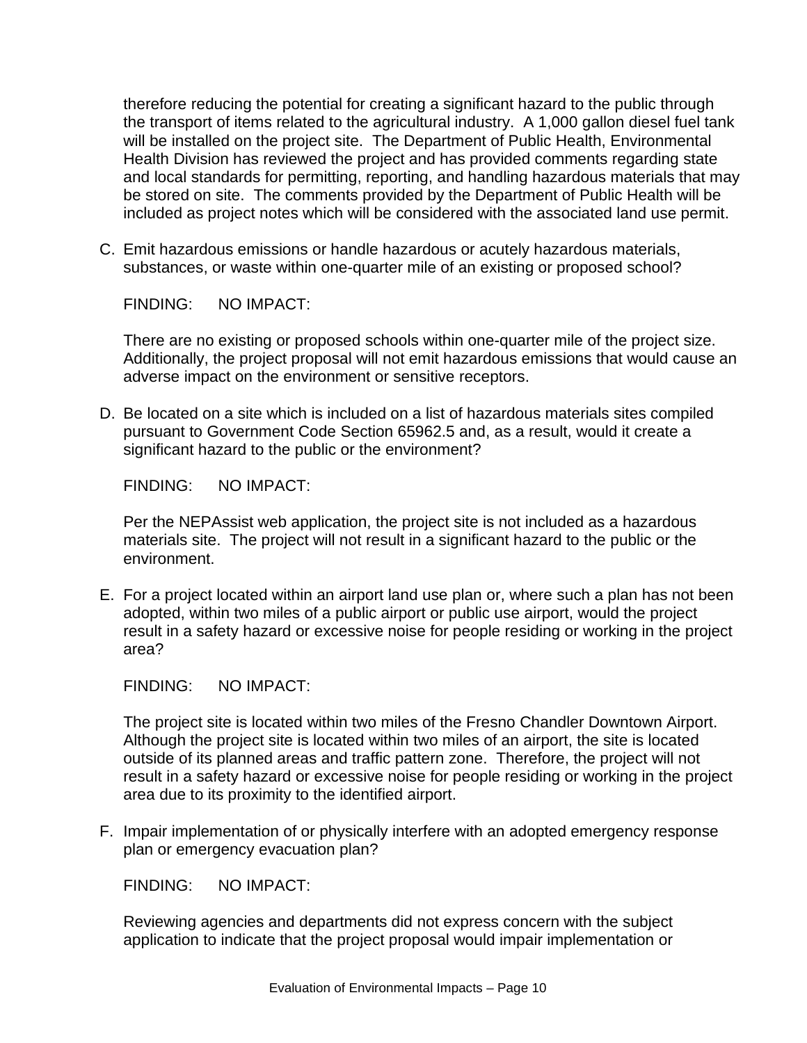therefore reducing the potential for creating a significant hazard to the public through the transport of items related to the agricultural industry. A 1,000 gallon diesel fuel tank will be installed on the project site. The Department of Public Health, Environmental Health Division has reviewed the project and has provided comments regarding state and local standards for permitting, reporting, and handling hazardous materials that may be stored on site. The comments provided by the Department of Public Health will be included as project notes which will be considered with the associated land use permit.

C. Emit hazardous emissions or handle hazardous or acutely hazardous materials, substances, or waste within one-quarter mile of an existing or proposed school?

FINDING: NO IMPACT:

There are no existing or proposed schools within one-quarter mile of the project size. Additionally, the project proposal will not emit hazardous emissions that would cause an adverse impact on the environment or sensitive receptors.

D. Be located on a site which is included on a list of hazardous materials sites compiled pursuant to Government Code Section 65962.5 and, as a result, would it create a significant hazard to the public or the environment?

FINDING: NO IMPACT:

Per the NEPAssist web application, the project site is not included as a hazardous materials site. The project will not result in a significant hazard to the public or the environment.

E. For a project located within an airport land use plan or, where such a plan has not been adopted, within two miles of a public airport or public use airport, would the project result in a safety hazard or excessive noise for people residing or working in the project area?

FINDING: NO IMPACT:

The project site is located within two miles of the Fresno Chandler Downtown Airport. Although the project site is located within two miles of an airport, the site is located outside of its planned areas and traffic pattern zone. Therefore, the project will not result in a safety hazard or excessive noise for people residing or working in the project area due to its proximity to the identified airport.

F. Impair implementation of or physically interfere with an adopted emergency response plan or emergency evacuation plan?

FINDING: NO IMPACT:

Reviewing agencies and departments did not express concern with the subject application to indicate that the project proposal would impair implementation or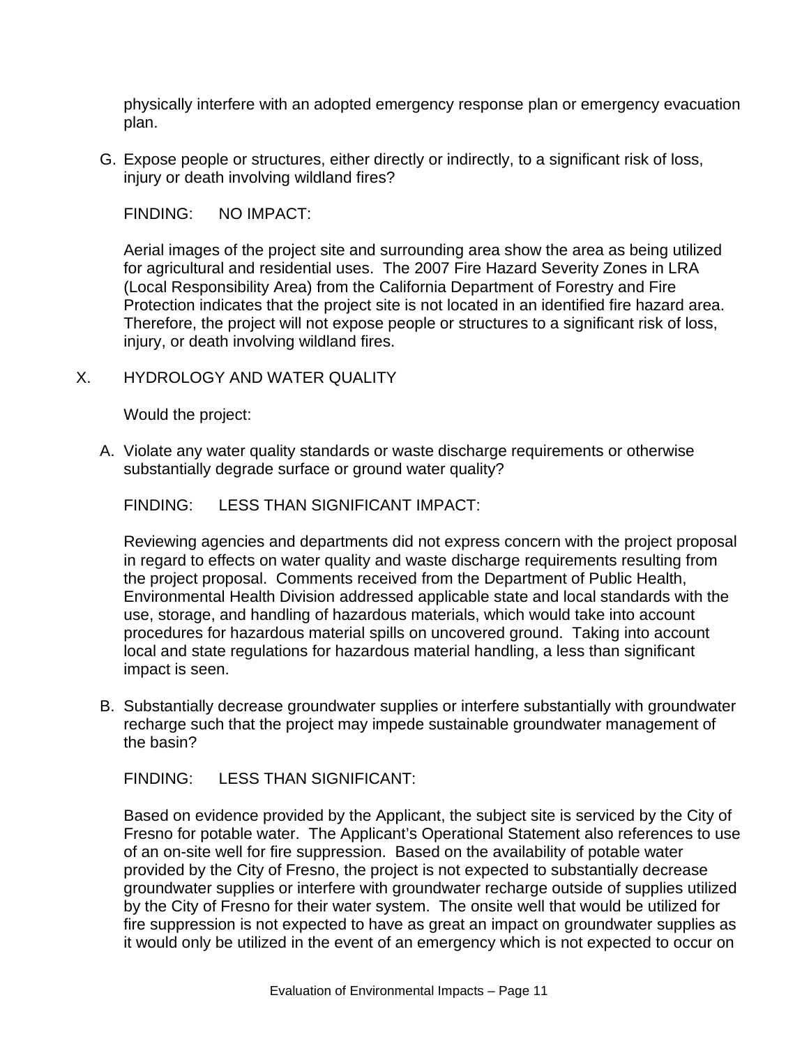physically interfere with an adopted emergency response plan or emergency evacuation plan.

G. Expose people or structures, either directly or indirectly, to a significant risk of loss, injury or death involving wildland fires?

FINDING: NO IMPACT:

Aerial images of the project site and surrounding area show the area as being utilized for agricultural and residential uses. The 2007 Fire Hazard Severity Zones in LRA (Local Responsibility Area) from the California Department of Forestry and Fire Protection indicates that the project site is not located in an identified fire hazard area. Therefore, the project will not expose people or structures to a significant risk of loss, injury, or death involving wildland fires.

## X. HYDROLOGY AND WATER QUALITY

Would the project:

A. Violate any water quality standards or waste discharge requirements or otherwise substantially degrade surface or ground water quality?

FINDING: LESS THAN SIGNIFICANT IMPACT:

Reviewing agencies and departments did not express concern with the project proposal in regard to effects on water quality and waste discharge requirements resulting from the project proposal. Comments received from the Department of Public Health, Environmental Health Division addressed applicable state and local standards with the use, storage, and handling of hazardous materials, which would take into account procedures for hazardous material spills on uncovered ground. Taking into account local and state regulations for hazardous material handling, a less than significant impact is seen.

B. Substantially decrease groundwater supplies or interfere substantially with groundwater recharge such that the project may impede sustainable groundwater management of the basin?

FINDING: LESS THAN SIGNIFICANT:

Based on evidence provided by the Applicant, the subject site is serviced by the City of Fresno for potable water. The Applicant's Operational Statement also references to use of an on-site well for fire suppression. Based on the availability of potable water provided by the City of Fresno, the project is not expected to substantially decrease groundwater supplies or interfere with groundwater recharge outside of supplies utilized by the City of Fresno for their water system. The onsite well that would be utilized for fire suppression is not expected to have as great an impact on groundwater supplies as it would only be utilized in the event of an emergency which is not expected to occur on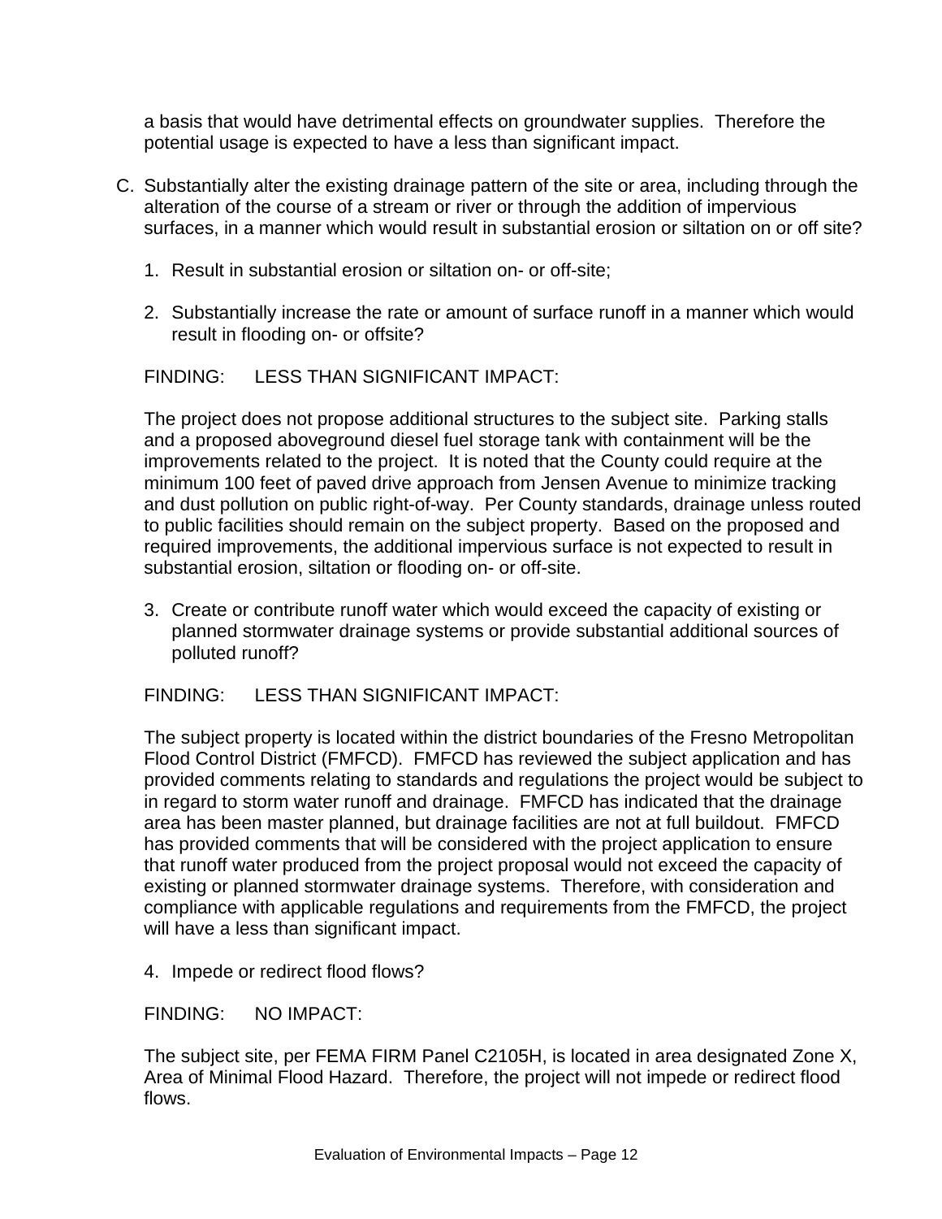a basis that would have detrimental effects on groundwater supplies. Therefore the potential usage is expected to have a less than significant impact.

C. Substantially alter the existing drainage pattern of the site or area, including through the alteration of the course of a stream or river or through the addition of impervious surfaces, in a manner which would result in substantial erosion or siltation on or off site?

   1. Result in substantial erosion or siltation on- or off-site;

   2. Substantially increase the rate or amount of surface runoff in a manner which would result in flooding on- or offsite?

   FINDING: LESS THAN SIGNIFICANT IMPACT:

   The project does not propose additional structures to the subject site. Parking stalls and a proposed aboveground diesel fuel storage tank with containment will be the improvements related to the project. It is noted that the County could require at the minimum 100 feet of paved drive approach from Jensen Avenue to minimize tracking and dust pollution on public right-of-way. Per County standards, drainage unless routed to public facilities should remain on the subject property. Based on the proposed and required improvements, the additional impervious surface is not expected to result in substantial erosion, siltation or flooding on- or off-site.

   3. Create or contribute runoff water which would exceed the capacity of existing or planned stormwater drainage systems or provide substantial additional sources of polluted runoff?

   FINDING: LESS THAN SIGNIFICANT IMPACT:

   The subject property is located within the district boundaries of the Fresno Metropolitan Flood Control District (FMFCD). FMFCD has reviewed the subject application and has provided comments relating to standards and regulations the project would be subject to in regard to storm water runoff and drainage. FMFCD has indicated that the drainage area has been master planned, but drainage facilities are not at full buildout. FMFCD has provided comments that will be considered with the project application to ensure that runoff water produced from the project proposal would not exceed the capacity of existing or planned stormwater drainage systems. Therefore, with consideration and compliance with applicable regulations and requirements from the FMFCD, the project will have a less than significant impact.

   4. Impede or redirect flood flows?

   FINDING: NO IMPACT:

   The subject site, per FEMA FIRM Panel C2105H, is located in area designated Zone X, Area of Minimal Flood Hazard. Therefore, the project will not impede or redirect flood flows.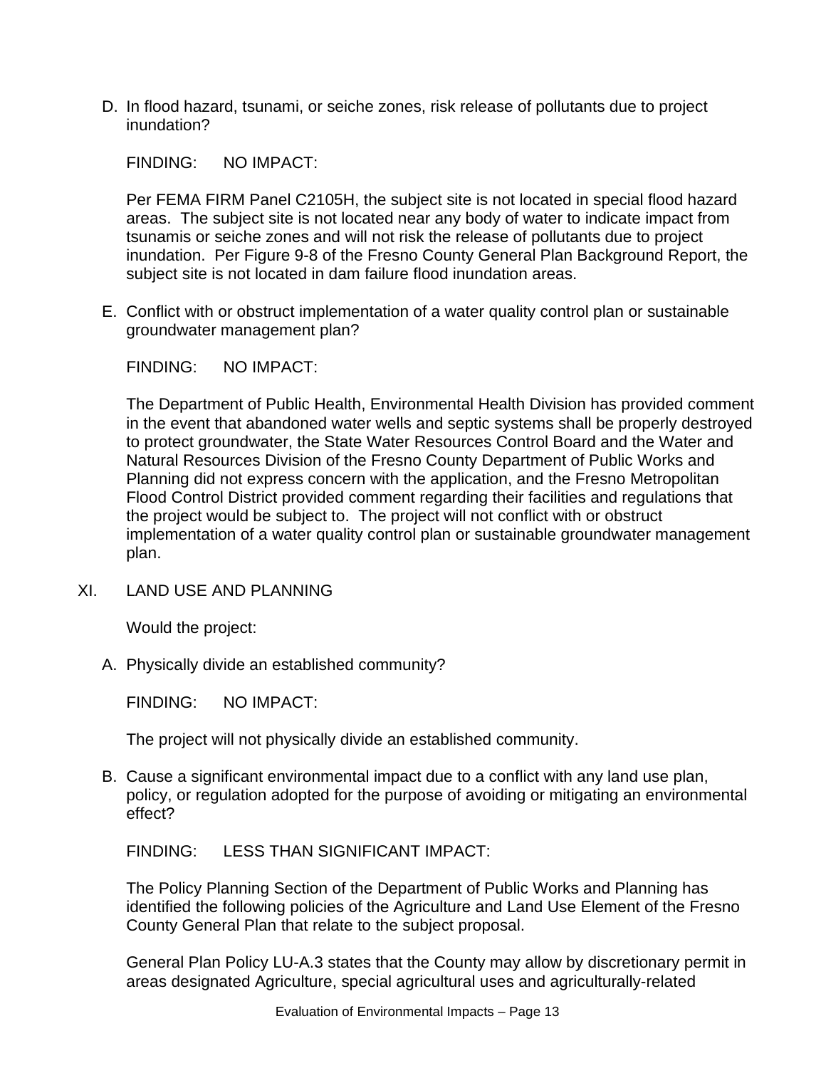D. In flood hazard, tsunami, or seiche zones, risk release of pollutants due to project inundation?

FINDING: NO IMPACT:

Per FEMA FIRM Panel C2105H, the subject site is not located in special flood hazard areas. The subject site is not located near any body of water to indicate impact from tsunamis or seiche zones and will not risk the release of pollutants due to project inundation. Per Figure 9-8 of the Fresno County General Plan Background Report, the subject site is not located in dam failure flood inundation areas.

E. Conflict with or obstruct implementation of a water quality control plan or sustainable groundwater management plan?

FINDING: NO IMPACT:

The Department of Public Health, Environmental Health Division has provided comment in the event that abandoned water wells and septic systems shall be properly destroyed to protect groundwater, the State Water Resources Control Board and the Water and Natural Resources Division of the Fresno County Department of Public Works and Planning did not express concern with the application, and the Fresno Metropolitan Flood Control District provided comment regarding their facilities and regulations that the project would be subject to. The project will not conflict with or obstruct implementation of a water quality control plan or sustainable groundwater management plan.

## XI. LAND USE AND PLANNING

Would the project:

A. Physically divide an established community?

FINDING: NO IMPACT:

The project will not physically divide an established community.

B. Cause a significant environmental impact due to a conflict with any land use plan, policy, or regulation adopted for the purpose of avoiding or mitigating an environmental effect?

FINDING: LESS THAN SIGNIFICANT IMPACT:

The Policy Planning Section of the Department of Public Works and Planning has identified the following policies of the Agriculture and Land Use Element of the Fresno County General Plan that relate to the subject proposal.

General Plan Policy LU-A.3 states that the County may allow by discretionary permit in areas designated Agriculture, special agricultural uses and agriculturally-related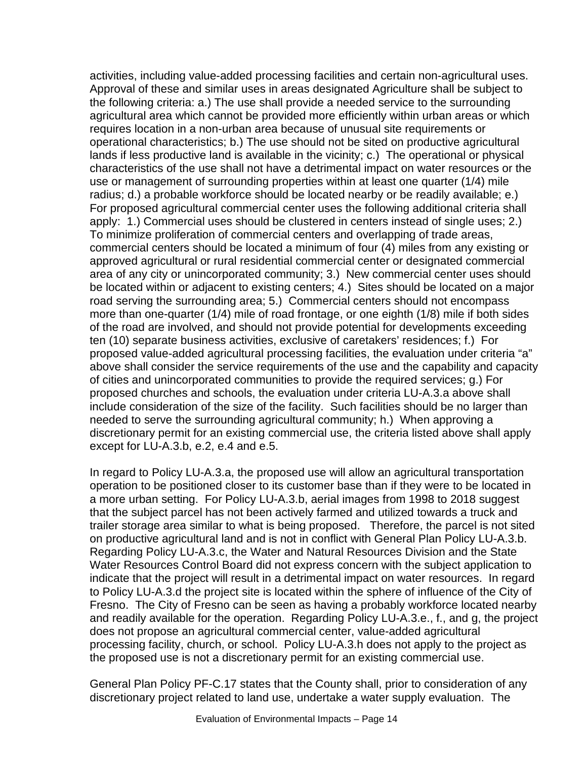activities, including value-added processing facilities and certain non-agricultural uses. Approval of these and similar uses in areas designated Agriculture shall be subject to the following criteria: a.) The use shall provide a needed service to the surrounding agricultural area which cannot be provided more efficiently within urban areas or which requires location in a non-urban area because of unusual site requirements or operational characteristics; b.) The use should not be sited on productive agricultural lands if less productive land is available in the vicinity; c.) The operational or physical characteristics of the use shall not have a detrimental impact on water resources or the use or management of surrounding properties within at least one quarter (1/4) mile radius; d.) a probable workforce should be located nearby or be readily available; e.) For proposed agricultural commercial center uses the following additional criteria shall apply: 1.) Commercial uses should be clustered in centers instead of single uses; 2.) To minimize proliferation of commercial centers and overlapping of trade areas, commercial centers should be located a minimum of four (4) miles from any existing or approved agricultural or rural residential commercial center or designated commercial area of any city or unincorporated community; 3.) New commercial center uses should be located within or adjacent to existing centers; 4.) Sites should be located on a major road serving the surrounding area; 5.) Commercial centers should not encompass more than one-quarter (1/4) mile of road frontage, or one eighth (1/8) mile if both sides of the road are involved, and should not provide potential for developments exceeding ten (10) separate business activities, exclusive of caretakers' residences; f.) For proposed value-added agricultural processing facilities, the evaluation under criteria "a" above shall consider the service requirements of the use and the capability and capacity of cities and unincorporated communities to provide the required services; g.) For proposed churches and schools, the evaluation under criteria LU-A.3.a above shall include consideration of the size of the facility. Such facilities should be no larger than needed to serve the surrounding agricultural community; h.) When approving a discretionary permit for an existing commercial use, the criteria listed above shall apply except for LU-A.3.b, e.2, e.4 and e.5.

In regard to Policy LU-A.3.a, the proposed use will allow an agricultural transportation operation to be positioned closer to its customer base than if they were to be located in a more urban setting. For Policy LU-A.3.b, aerial images from 1998 to 2018 suggest that the subject parcel has not been actively farmed and utilized towards a truck and trailer storage area similar to what is being proposed. Therefore, the parcel is not sited on productive agricultural land and is not in conflict with General Plan Policy LU-A.3.b. Regarding Policy LU-A.3.c, the Water and Natural Resources Division and the State Water Resources Control Board did not express concern with the subject application to indicate that the project will result in a detrimental impact on water resources. In regard to Policy LU-A.3.d the project site is located within the sphere of influence of the City of Fresno. The City of Fresno can be seen as having a probably workforce located nearby and readily available for the operation. Regarding Policy LU-A.3.e., f., and g, the project does not propose an agricultural commercial center, value-added agricultural processing facility, church, or school. Policy LU-A.3.h does not apply to the project as the proposed use is not a discretionary permit for an existing commercial use.

General Plan Policy PF-C.17 states that the County shall, prior to consideration of any discretionary project related to land use, undertake a water supply evaluation. The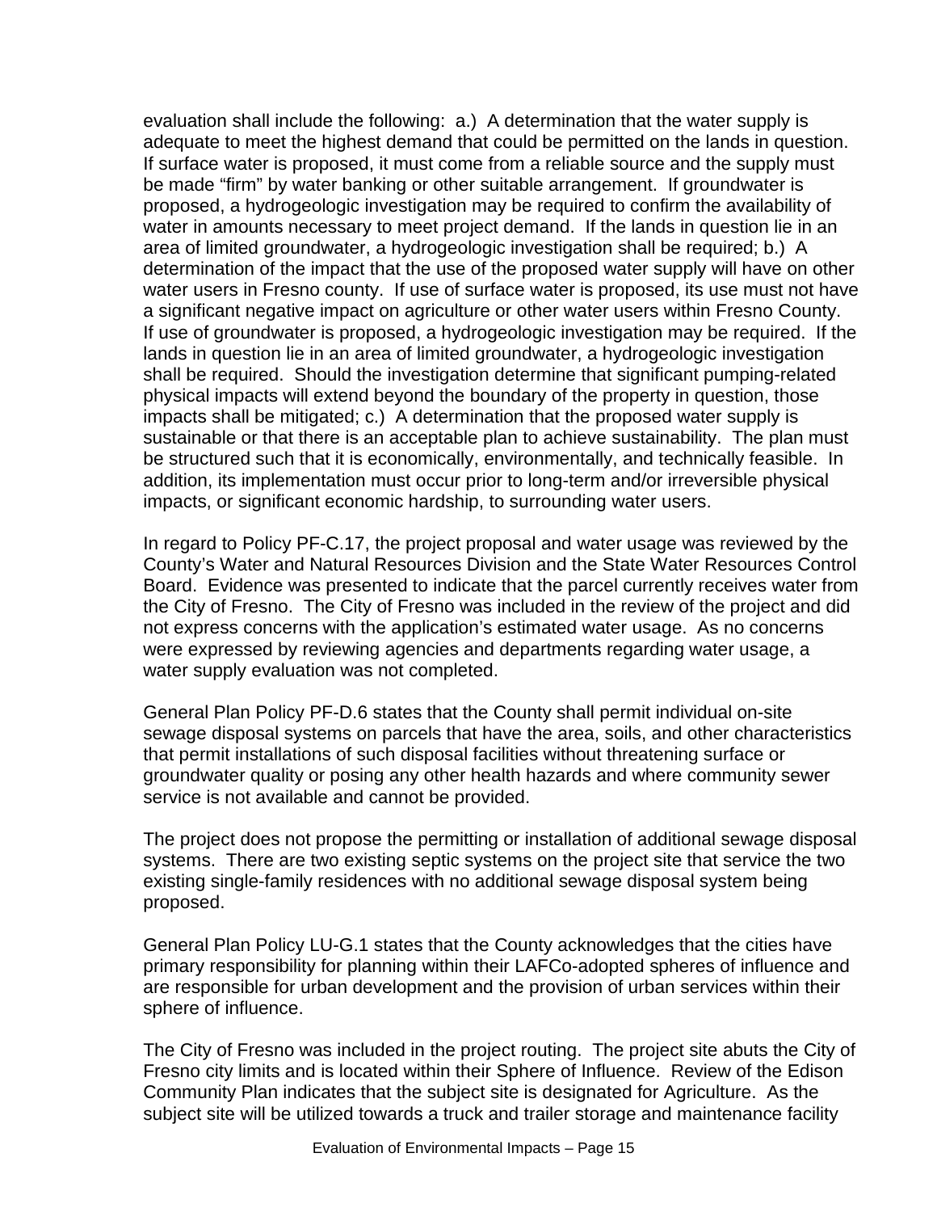evaluation shall include the following: a.) A determination that the water supply is adequate to meet the highest demand that could be permitted on the lands in question. If surface water is proposed, it must come from a reliable source and the supply must be made "firm" by water banking or other suitable arrangement. If groundwater is proposed, a hydrogeologic investigation may be required to confirm the availability of water in amounts necessary to meet project demand. If the lands in question lie in an area of limited groundwater, a hydrogeologic investigation shall be required; b.) A determination of the impact that the use of the proposed water supply will have on other water users in Fresno county. If use of surface water is proposed, its use must not have a significant negative impact on agriculture or other water users within Fresno County. If use of groundwater is proposed, a hydrogeologic investigation may be required. If the lands in question lie in an area of limited groundwater, a hydrogeologic investigation shall be required. Should the investigation determine that significant pumping-related physical impacts will extend beyond the boundary of the property in question, those impacts shall be mitigated; c.) A determination that the proposed water supply is sustainable or that there is an acceptable plan to achieve sustainability. The plan must be structured such that it is economically, environmentally, and technically feasible. In addition, its implementation must occur prior to long-term and/or irreversible physical impacts, or significant economic hardship, to surrounding water users.

In regard to Policy PF-C.17, the project proposal and water usage was reviewed by the County's Water and Natural Resources Division and the State Water Resources Control Board. Evidence was presented to indicate that the parcel currently receives water from the City of Fresno. The City of Fresno was included in the review of the project and did not express concerns with the application's estimated water usage. As no concerns were expressed by reviewing agencies and departments regarding water usage, a water supply evaluation was not completed.

General Plan Policy PF-D.6 states that the County shall permit individual on-site sewage disposal systems on parcels that have the area, soils, and other characteristics that permit installations of such disposal facilities without threatening surface or groundwater quality or posing any other health hazards and where community sewer service is not available and cannot be provided.

The project does not propose the permitting or installation of additional sewage disposal systems. There are two existing septic systems on the project site that service the two existing single-family residences with no additional sewage disposal system being proposed.

General Plan Policy LU-G.1 states that the County acknowledges that the cities have primary responsibility for planning within their LAFCo-adopted spheres of influence and are responsible for urban development and the provision of urban services within their sphere of influence.

The City of Fresno was included in the project routing. The project site abuts the City of Fresno city limits and is located within their Sphere of Influence. Review of the Edison Community Plan indicates that the subject site is designated for Agriculture. As the subject site will be utilized towards a truck and trailer storage and maintenance facility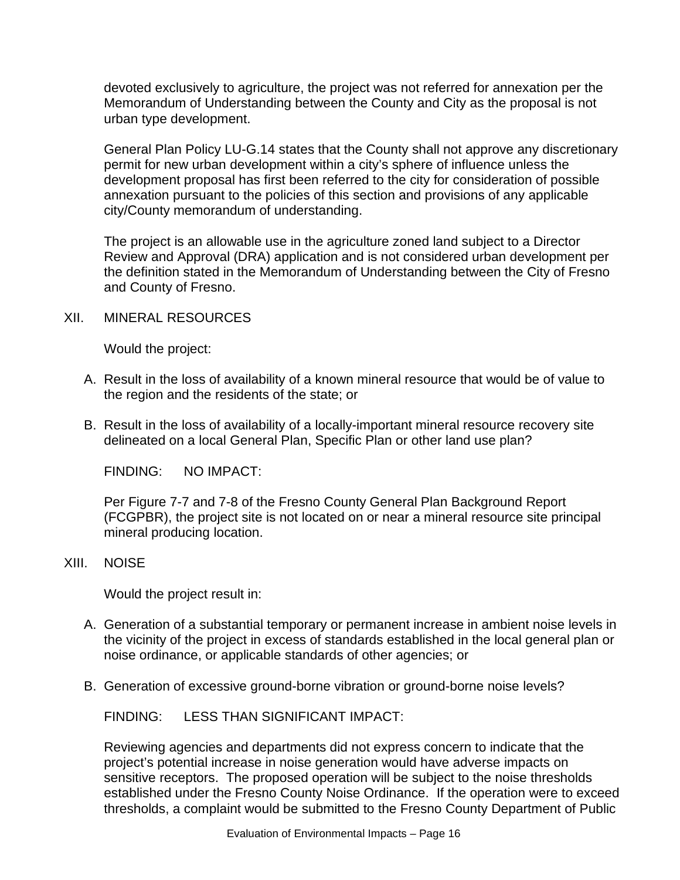devoted exclusively to agriculture, the project was not referred for annexation per the Memorandum of Understanding between the County and City as the proposal is not urban type development.

General Plan Policy LU-G.14 states that the County shall not approve any discretionary permit for new urban development within a city's sphere of influence unless the development proposal has first been referred to the city for consideration of possible annexation pursuant to the policies of this section and provisions of any applicable city/County memorandum of understanding.

The project is an allowable use in the agriculture zoned land subject to a Director Review and Approval (DRA) application and is not considered urban development per the definition stated in the Memorandum of Understanding between the City of Fresno and County of Fresno.

## XII. MINERAL RESOURCES

Would the project:

A. Result in the loss of availability of a known mineral resource that would be of value to the region and the residents of the state; or

B. Result in the loss of availability of a locally-important mineral resource recovery site delineated on a local General Plan, Specific Plan or other land use plan?

FINDING: NO IMPACT:

Per Figure 7-7 and 7-8 of the Fresno County General Plan Background Report (FCGPBR), the project site is not located on or near a mineral resource site principal mineral producing location.

## XIII. NOISE

Would the project result in:

A. Generation of a substantial temporary or permanent increase in ambient noise levels in the vicinity of the project in excess of standards established in the local general plan or noise ordinance, or applicable standards of other agencies; or

B. Generation of excessive ground-borne vibration or ground-borne noise levels?

FINDING: LESS THAN SIGNIFICANT IMPACT:

Reviewing agencies and departments did not express concern to indicate that the project's potential increase in noise generation would have adverse impacts on sensitive receptors. The proposed operation will be subject to the noise thresholds established under the Fresno County Noise Ordinance. If the operation were to exceed thresholds, a complaint would be submitted to the Fresno County Department of Public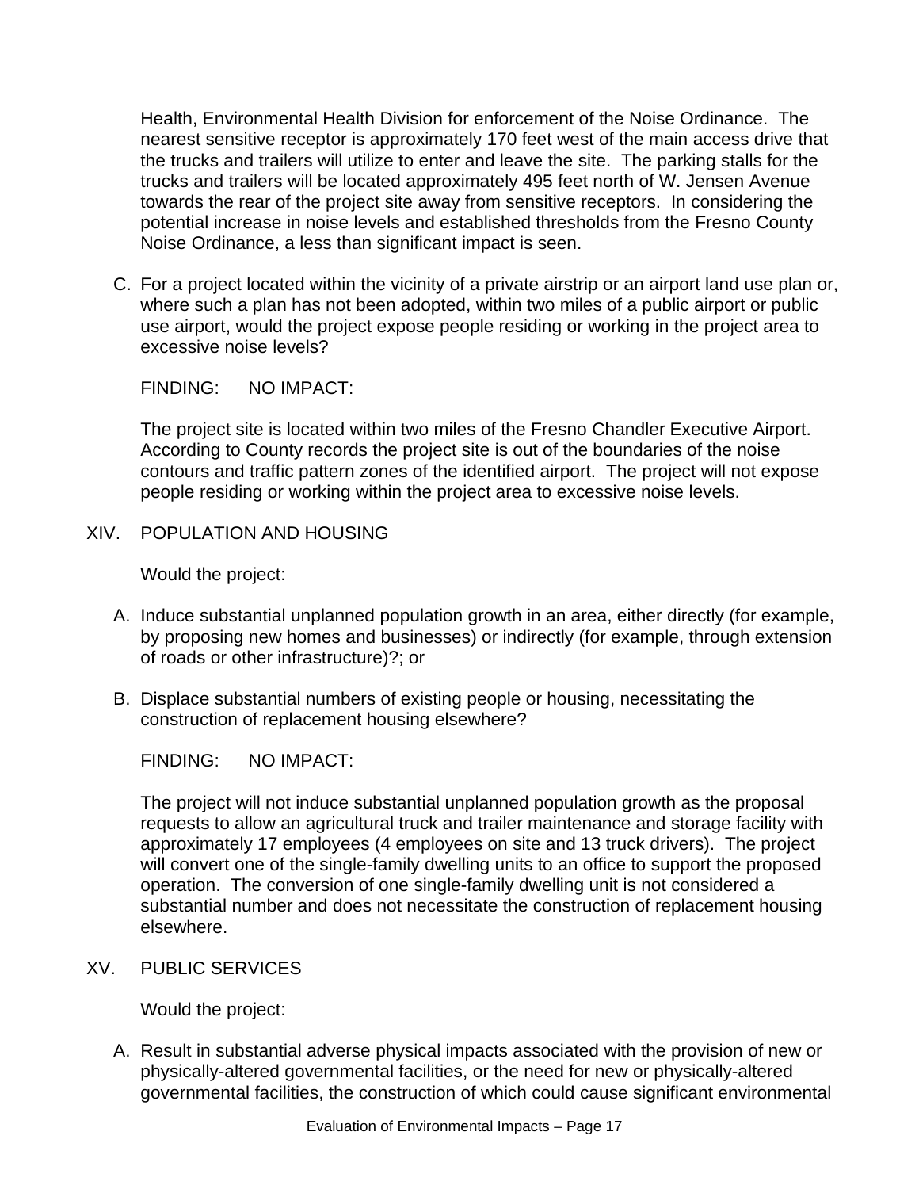Health, Environmental Health Division for enforcement of the Noise Ordinance. The nearest sensitive receptor is approximately 170 feet west of the main access drive that the trucks and trailers will utilize to enter and leave the site. The parking stalls for the trucks and trailers will be located approximately 495 feet north of W. Jensen Avenue towards the rear of the project site away from sensitive receptors. In considering the potential increase in noise levels and established thresholds from the Fresno County Noise Ordinance, a less than significant impact is seen.

C. For a project located within the vicinity of a private airstrip or an airport land use plan or, where such a plan has not been adopted, within two miles of a public airport or public use airport, would the project expose people residing or working in the project area to excessive noise levels?

FINDING: NO IMPACT:

The project site is located within two miles of the Fresno Chandler Executive Airport. According to County records the project site is out of the boundaries of the noise contours and traffic pattern zones of the identified airport. The project will not expose people residing or working within the project area to excessive noise levels.

## XIV. POPULATION AND HOUSING

Would the project:

A. Induce substantial unplanned population growth in an area, either directly (for example, by proposing new homes and businesses) or indirectly (for example, through extension of roads or other infrastructure)?; or

B. Displace substantial numbers of existing people or housing, necessitating the construction of replacement housing elsewhere?

FINDING: NO IMPACT:

The project will not induce substantial unplanned population growth as the proposal requests to allow an agricultural truck and trailer maintenance and storage facility with approximately 17 employees (4 employees on site and 13 truck drivers). The project will convert one of the single-family dwelling units to an office to support the proposed operation. The conversion of one single-family dwelling unit is not considered a substantial number and does not necessitate the construction of replacement housing elsewhere.

## XV. PUBLIC SERVICES

Would the project:

A. Result in substantial adverse physical impacts associated with the provision of new or physically-altered governmental facilities, or the need for new or physically-altered governmental facilities, the construction of which could cause significant environmental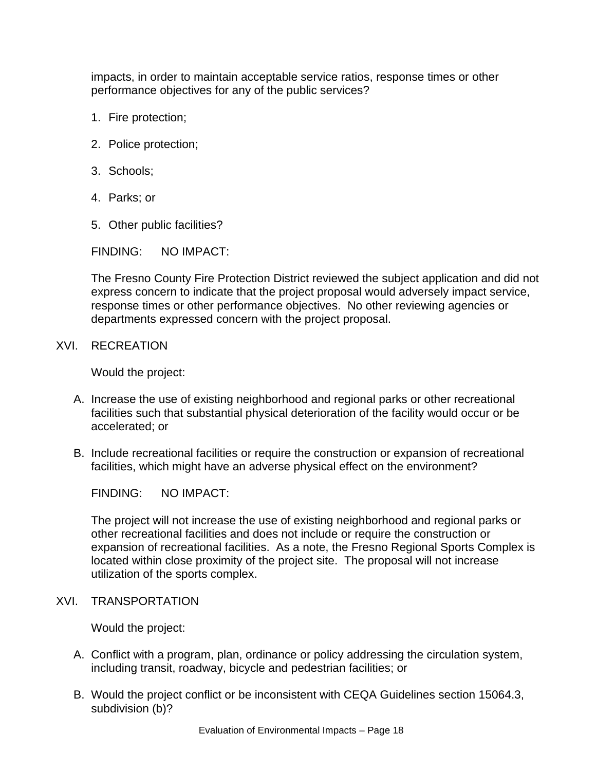impacts, in order to maintain acceptable service ratios, response times or other performance objectives for any of the public services?

1. Fire protection;

2. Police protection;

3. Schools;

4. Parks; or

5. Other public facilities?

FINDING: NO IMPACT:

The Fresno County Fire Protection District reviewed the subject application and did not express concern to indicate that the project proposal would adversely impact service, response times or other performance objectives. No other reviewing agencies or departments expressed concern with the project proposal.

## XVI. RECREATION

Would the project:

A. Increase the use of existing neighborhood and regional parks or other recreational facilities such that substantial physical deterioration of the facility would occur or be accelerated; or

B. Include recreational facilities or require the construction or expansion of recreational facilities, which might have an adverse physical effect on the environment?

FINDING: NO IMPACT:

The project will not increase the use of existing neighborhood and regional parks or other recreational facilities and does not include or require the construction or expansion of recreational facilities. As a note, the Fresno Regional Sports Complex is located within close proximity of the project site. The proposal will not increase utilization of the sports complex.

## XVI. TRANSPORTATION

Would the project:

A. Conflict with a program, plan, ordinance or policy addressing the circulation system, including transit, roadway, bicycle and pedestrian facilities; or

B. Would the project conflict or be inconsistent with CEQA Guidelines section 15064.3, subdivision (b)?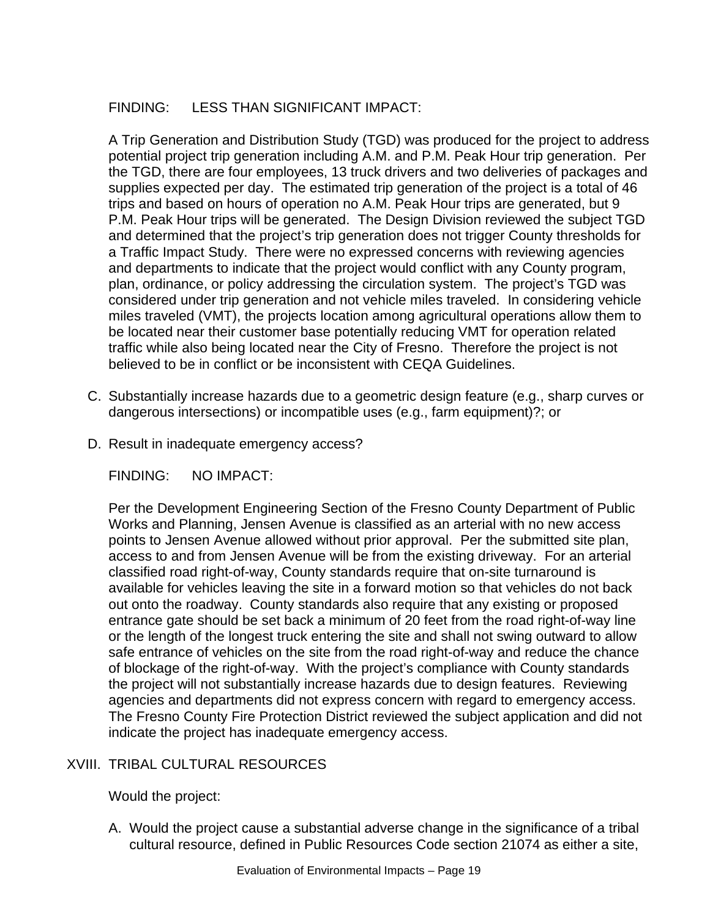FINDING: LESS THAN SIGNIFICANT IMPACT:

A Trip Generation and Distribution Study (TGD) was produced for the project to address potential project trip generation including A.M. and P.M. Peak Hour trip generation. Per the TGD, there are four employees, 13 truck drivers and two deliveries of packages and supplies expected per day. The estimated trip generation of the project is a total of 46 trips and based on hours of operation no A.M. Peak Hour trips are generated, but 9 P.M. Peak Hour trips will be generated. The Design Division reviewed the subject TGD and determined that the project's trip generation does not trigger County thresholds for a Traffic Impact Study. There were no expressed concerns with reviewing agencies and departments to indicate that the project would conflict with any County program, plan, ordinance, or policy addressing the circulation system. The project's TGD was considered under trip generation and not vehicle miles traveled. In considering vehicle miles traveled (VMT), the projects location among agricultural operations allow them to be located near their customer base potentially reducing VMT for operation related traffic while also being located near the City of Fresno. Therefore the project is not believed to be in conflict or be inconsistent with CEQA Guidelines.

C. Substantially increase hazards due to a geometric design feature (e.g., sharp curves or dangerous intersections) or incompatible uses (e.g., farm equipment)?; or

D. Result in inadequate emergency access?

FINDING: NO IMPACT:

Per the Development Engineering Section of the Fresno County Department of Public Works and Planning, Jensen Avenue is classified as an arterial with no new access points to Jensen Avenue allowed without prior approval. Per the submitted site plan, access to and from Jensen Avenue will be from the existing driveway. For an arterial classified road right-of-way, County standards require that on-site turnaround is available for vehicles leaving the site in a forward motion so that vehicles do not back out onto the roadway. County standards also require that any existing or proposed entrance gate should be set back a minimum of 20 feet from the road right-of-way line or the length of the longest truck entering the site and shall not swing outward to allow safe entrance of vehicles on the site from the road right-of-way and reduce the chance of blockage of the right-of-way. With the project's compliance with County standards the project will not substantially increase hazards due to design features. Reviewing agencies and departments did not express concern with regard to emergency access. The Fresno County Fire Protection District reviewed the subject application and did not indicate the project has inadequate emergency access.

## XVIII. TRIBAL CULTURAL RESOURCES

Would the project:

A. Would the project cause a substantial adverse change in the significance of a tribal cultural resource, defined in Public Resources Code section 21074 as either a site,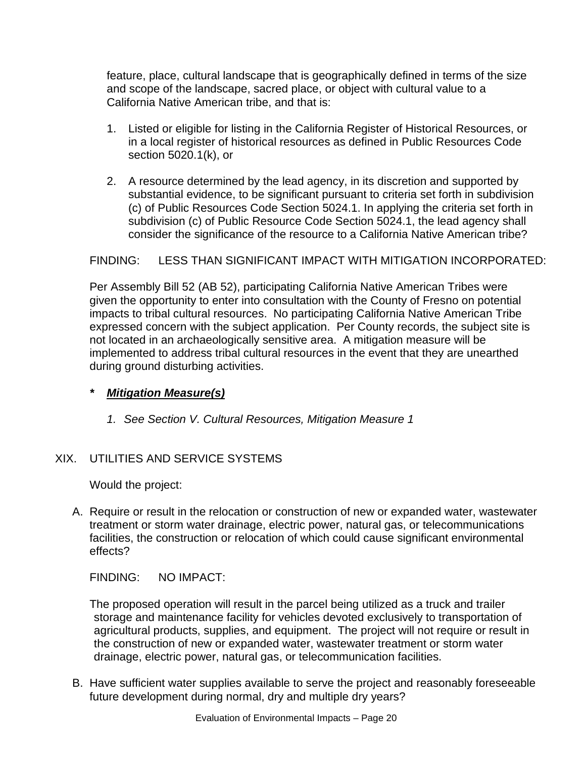feature, place, cultural landscape that is geographically defined in terms of the size and scope of the landscape, sacred place, or object with cultural value to a California Native American tribe, and that is:

1. Listed or eligible for listing in the California Register of Historical Resources, or in a local register of historical resources as defined in Public Resources Code section 5020.1(k), or

2. A resource determined by the lead agency, in its discretion and supported by substantial evidence, to be significant pursuant to criteria set forth in subdivision (c) of Public Resources Code Section 5024.1. In applying the criteria set forth in subdivision (c) of Public Resource Code Section 5024.1, the lead agency shall consider the significance of the resource to a California Native American tribe?

FINDING: LESS THAN SIGNIFICANT IMPACT WITH MITIGATION INCORPORATED:

Per Assembly Bill 52 (AB 52), participating California Native American Tribes were given the opportunity to enter into consultation with the County of Fresno on potential impacts to tribal cultural resources. No participating California Native American Tribe expressed concern with the subject application. Per County records, the subject site is not located in an archaeologically sensitive area. A mitigation measure will be implemented to address tribal cultural resources in the event that they are unearthed during ground disturbing activities.

**\*** ***Mitigation Measure(s)***

*1. See Section V. Cultural Resources, Mitigation Measure 1*

XIX. UTILITIES AND SERVICE SYSTEMS

Would the project:

A. Require or result in the relocation or construction of new or expanded water, wastewater treatment or storm water drainage, electric power, natural gas, or telecommunications facilities, the construction or relocation of which could cause significant environmental effects?

FINDING: NO IMPACT:

The proposed operation will result in the parcel being utilized as a truck and trailer storage and maintenance facility for vehicles devoted exclusively to transportation of agricultural products, supplies, and equipment. The project will not require or result in the construction of new or expanded water, wastewater treatment or storm water drainage, electric power, natural gas, or telecommunication facilities.

B. Have sufficient water supplies available to serve the project and reasonably foreseeable future development during normal, dry and multiple dry years?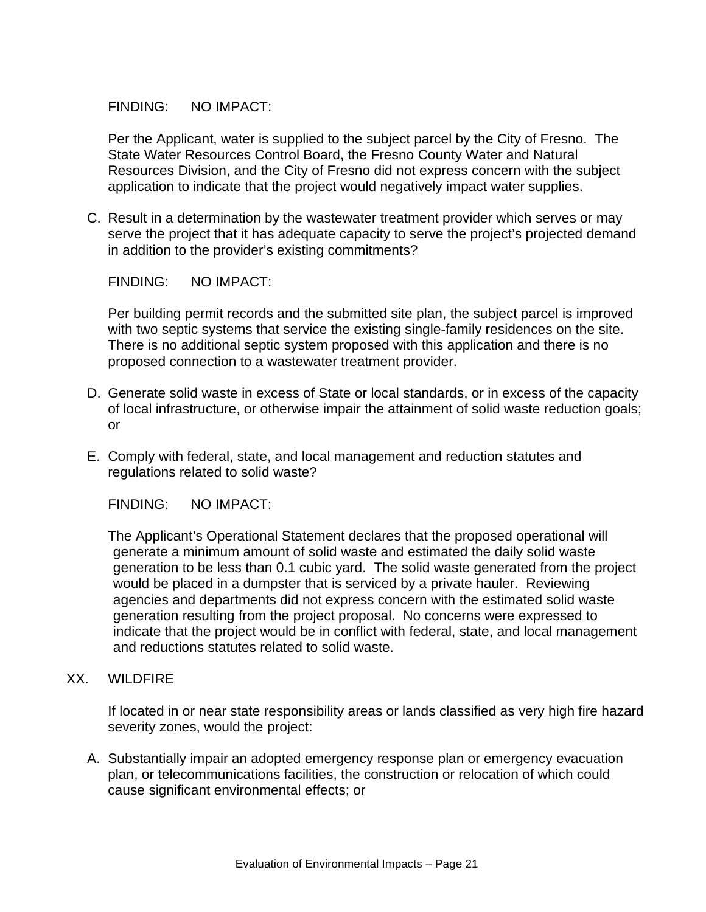FINDING: NO IMPACT:

Per the Applicant, water is supplied to the subject parcel by the City of Fresno. The State Water Resources Control Board, the Fresno County Water and Natural Resources Division, and the City of Fresno did not express concern with the subject application to indicate that the project would negatively impact water supplies.

C. Result in a determination by the wastewater treatment provider which serves or may serve the project that it has adequate capacity to serve the project's projected demand in addition to the provider's existing commitments?

FINDING: NO IMPACT:

Per building permit records and the submitted site plan, the subject parcel is improved with two septic systems that service the existing single-family residences on the site. There is no additional septic system proposed with this application and there is no proposed connection to a wastewater treatment provider.

D. Generate solid waste in excess of State or local standards, or in excess of the capacity of local infrastructure, or otherwise impair the attainment of solid waste reduction goals; or

E. Comply with federal, state, and local management and reduction statutes and regulations related to solid waste?

FINDING: NO IMPACT:

The Applicant's Operational Statement declares that the proposed operational will generate a minimum amount of solid waste and estimated the daily solid waste generation to be less than 0.1 cubic yard. The solid waste generated from the project would be placed in a dumpster that is serviced by a private hauler. Reviewing agencies and departments did not express concern with the estimated solid waste generation resulting from the project proposal. No concerns were expressed to indicate that the project would be in conflict with federal, state, and local management and reductions statutes related to solid waste.

## XX. WILDFIRE

If located in or near state responsibility areas or lands classified as very high fire hazard severity zones, would the project:

A. Substantially impair an adopted emergency response plan or emergency evacuation plan, or telecommunications facilities, the construction or relocation of which could cause significant environmental effects; or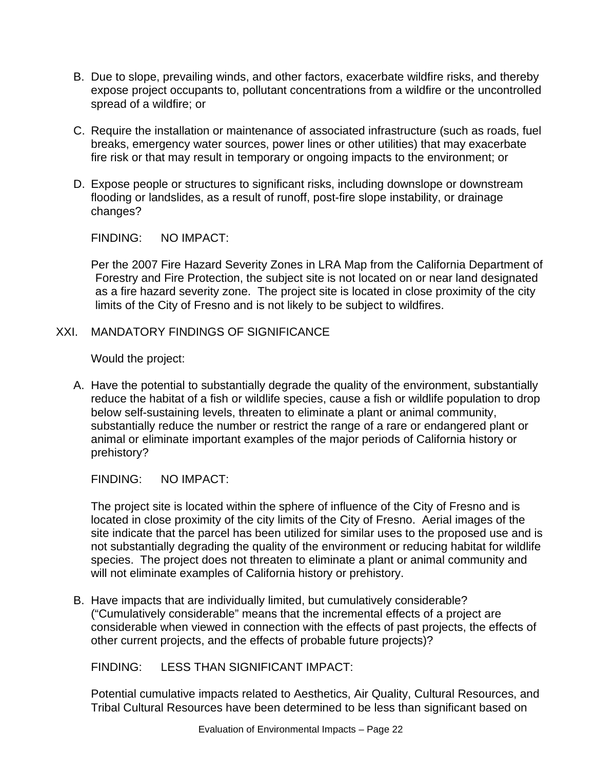B. Due to slope, prevailing winds, and other factors, exacerbate wildfire risks, and thereby expose project occupants to, pollutant concentrations from a wildfire or the uncontrolled spread of a wildfire; or

C. Require the installation or maintenance of associated infrastructure (such as roads, fuel breaks, emergency water sources, power lines or other utilities) that may exacerbate fire risk or that may result in temporary or ongoing impacts to the environment; or

D. Expose people or structures to significant risks, including downslope or downstream flooding or landslides, as a result of runoff, post-fire slope instability, or drainage changes?

FINDING: NO IMPACT:

Per the 2007 Fire Hazard Severity Zones in LRA Map from the California Department of Forestry and Fire Protection, the subject site is not located on or near land designated as a fire hazard severity zone. The project site is located in close proximity of the city limits of the City of Fresno and is not likely to be subject to wildfires.

## XXI. MANDATORY FINDINGS OF SIGNIFICANCE

Would the project:

A. Have the potential to substantially degrade the quality of the environment, substantially reduce the habitat of a fish or wildlife species, cause a fish or wildlife population to drop below self-sustaining levels, threaten to eliminate a plant or animal community, substantially reduce the number or restrict the range of a rare or endangered plant or animal or eliminate important examples of the major periods of California history or prehistory?

FINDING: NO IMPACT:

The project site is located within the sphere of influence of the City of Fresno and is located in close proximity of the city limits of the City of Fresno. Aerial images of the site indicate that the parcel has been utilized for similar uses to the proposed use and is not substantially degrading the quality of the environment or reducing habitat for wildlife species. The project does not threaten to eliminate a plant or animal community and will not eliminate examples of California history or prehistory.

B. Have impacts that are individually limited, but cumulatively considerable? ("Cumulatively considerable" means that the incremental effects of a project are considerable when viewed in connection with the effects of past projects, the effects of other current projects, and the effects of probable future projects)?

FINDING: LESS THAN SIGNIFICANT IMPACT:

Potential cumulative impacts related to Aesthetics, Air Quality, Cultural Resources, and Tribal Cultural Resources have been determined to be less than significant based on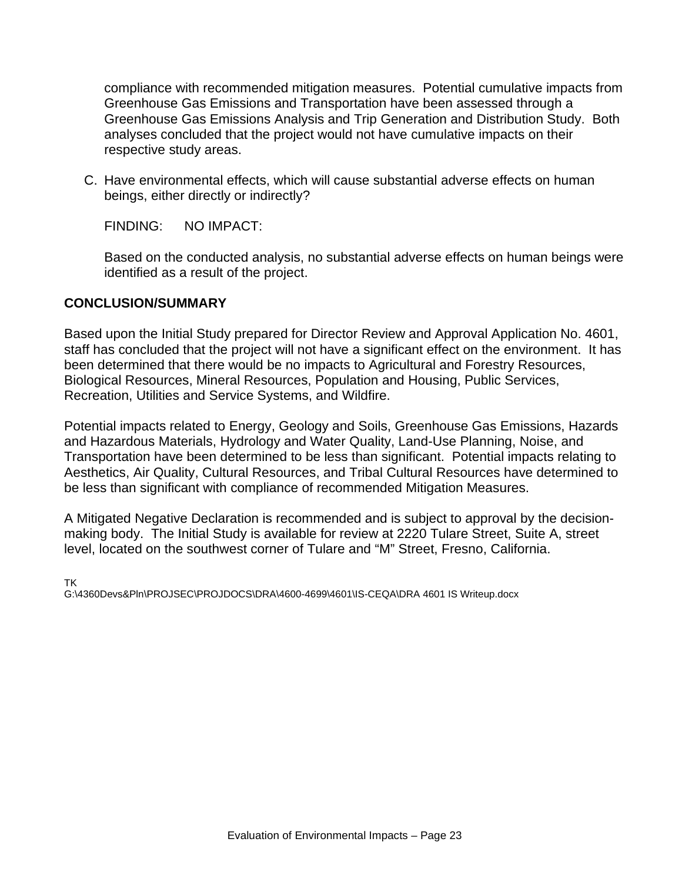compliance with recommended mitigation measures. Potential cumulative impacts from Greenhouse Gas Emissions and Transportation have been assessed through a Greenhouse Gas Emissions Analysis and Trip Generation and Distribution Study. Both analyses concluded that the project would not have cumulative impacts on their respective study areas.

C. Have environmental effects, which will cause substantial adverse effects on human beings, either directly or indirectly?

   FINDING: NO IMPACT:

   Based on the conducted analysis, no substantial adverse effects on human beings were identified as a result of the project.

**CONCLUSION/SUMMARY**

Based upon the Initial Study prepared for Director Review and Approval Application No. 4601, staff has concluded that the project will not have a significant effect on the environment. It has been determined that there would be no impacts to Agricultural and Forestry Resources, Biological Resources, Mineral Resources, Population and Housing, Public Services, Recreation, Utilities and Service Systems, and Wildfire.

Potential impacts related to Energy, Geology and Soils, Greenhouse Gas Emissions, Hazards and Hazardous Materials, Hydrology and Water Quality, Land-Use Planning, Noise, and Transportation have been determined to be less than significant. Potential impacts relating to Aesthetics, Air Quality, Cultural Resources, and Tribal Cultural Resources have determined to be less than significant with compliance of recommended Mitigation Measures.

A Mitigated Negative Declaration is recommended and is subject to approval by the decision-making body. The Initial Study is available for review at 2220 Tulare Street, Suite A, street level, located on the southwest corner of Tulare and "M" Street, Fresno, California.

TK
G:\4360Devs&Pln\PROJSEC\PROJDOCS\DRA\4600-4699\4601\IS-CEQA\DRA 4601 IS Writeup.docx